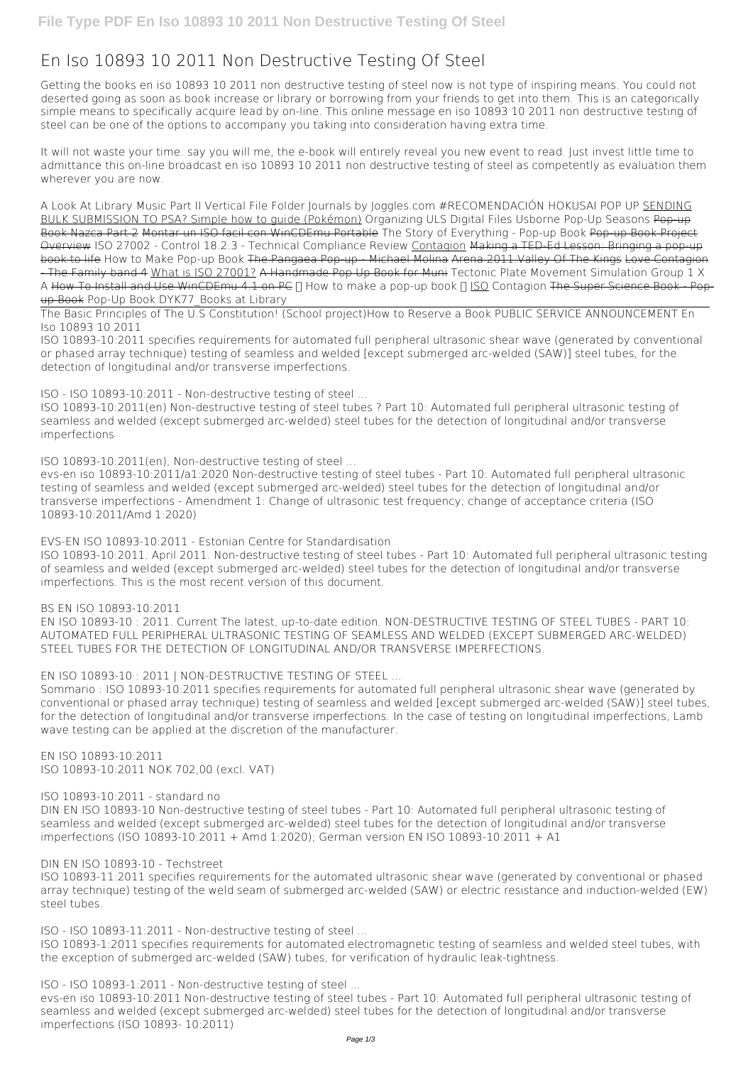// File Type PDF En Iso 10893 10 2011 Non Destructive Testing Of Steel

# En Iso 10893 10 2011 Non Destructive Testing Of Steel

Getting the books en iso 10893 10 2011 non destructive testing of steel now is not type of inspiring means. You could not deserted going as soon as book increase or library or borrowing from your friends to get into them. This is an categorically simple means to specifically acquire lead by on-line. This online message en iso 10893 10 2011 non destructive testing of steel can be one of the options to accompany you taking into consideration having extra time.

It will not waste your time. say you will me, the e-book will entirely reveal you new event to read. Just invest little time to admittance this on-line broadcast en iso 10893 10 2011 non destructive testing of steel as competently as evaluation them wherever you are now.

A Look At Library Music Part II Vertical File Folder Journals by Joggles.com #RECOMENDACIÓN HOKUSAI POP UP SENDING BULK SUBMISSION TO PSA? Simple how to guide (Pokémon) Organizing ULS Digital Files Usborne Pop-Up Seasons ~~Pop-up Book Nazca Part 2~~ ~~Montar un ISO facil con WinCDEmu Portable~~ The Story of Everything - Pop-up Book ~~Pop-up Book Project Overview~~ ISO 27002 - Control 18.2.3 - Technical Compliance Review Contagion ~~Making a TED-Ed Lesson: Bringing a pop-up book to life~~ How to Make Pop-up Book ~~The Pangaea Pop-up - Michael Molina Arena 2011.Valley Of The Kings Love Contagion - The Family band 4~~ What is ISO 27001? ~~A Handmade Pop Up Book for Muni~~ Tectonic Plate Movement Simulation Group 1 X A ~~How To Install and Use WinCDEmu 4.1 on PC~~ ✓ How to make a pop-up book ✓ ISO Contagion ~~The Super Science Book - Pop-up Book~~ Pop-Up Book DYK77_Books at Library

The Basic Principles of The U.S Constitution! (School project)How to Reserve a Book PUBLIC SERVICE ANNOUNCEMENT En Iso 10893 10 2011

ISO 10893-10:2011 specifies requirements for automated full peripheral ultrasonic shear wave (generated by conventional or phased array technique) testing of seamless and welded [except submerged arc-welded (SAW)] steel tubes, for the detection of longitudinal and/or transverse imperfections.

ISO - ISO 10893-10:2011 - Non-destructive testing of steel ...

ISO 10893-10:2011(en) Non-destructive testing of steel tubes ? Part 10: Automated full peripheral ultrasonic testing of seamless and welded (except submerged arc-welded) steel tubes for the detection of longitudinal and/or transverse imperfections

ISO 10893-10:2011(en), Non-destructive testing of steel ...

evs-en iso 10893-10:2011/a1:2020 Non-destructive testing of steel tubes - Part 10: Automated full peripheral ultrasonic testing of seamless and welded (except submerged arc-welded) steel tubes for the detection of longitudinal and/or transverse imperfections - Amendment 1: Change of ultrasonic test frequency; change of acceptance criteria (ISO 10893-10:2011/Amd 1:2020)

EVS-EN ISO 10893-10:2011 - Estonian Centre for Standardisation

ISO 10893-10:2011. April 2011. Non-destructive testing of steel tubes - Part 10: Automated full peripheral ultrasonic testing of seamless and welded (except submerged arc-welded) steel tubes for the detection of longitudinal and/or transverse imperfections. This is the most recent version of this document.

BS EN ISO 10893-10:2011

EN ISO 10893-10 : 2011. Current The latest, up-to-date edition. NON-DESTRUCTIVE TESTING OF STEEL TUBES - PART 10: AUTOMATED FULL PERIPHERAL ULTRASONIC TESTING OF SEAMLESS AND WELDED (EXCEPT SUBMERGED ARC-WELDED) STEEL TUBES FOR THE DETECTION OF LONGITUDINAL AND/OR TRANSVERSE IMPERFECTIONS.

EN ISO 10893-10 : 2011 | NON-DESTRUCTIVE TESTING OF STEEL ...

Sommario : ISO 10893-10:2011 specifies requirements for automated full peripheral ultrasonic shear wave (generated by conventional or phased array technique) testing of seamless and welded [except submerged arc-welded (SAW)] steel tubes, for the detection of longitudinal and/or transverse imperfections. In the case of testing on longitudinal imperfections, Lamb wave testing can be applied at the discretion of the manufacturer.

EN ISO 10893-10:2011
ISO 10893-10:2011 NOK 702,00 (excl. VAT)

ISO 10893-10:2011 - standard.no

DIN EN ISO 10893-10 Non-destructive testing of steel tubes - Part 10: Automated full peripheral ultrasonic testing of seamless and welded (except submerged arc-welded) steel tubes for the detection of longitudinal and/or transverse imperfections (ISO 10893-10:2011 + Amd 1:2020); German version EN ISO 10893-10:2011 + A1

DIN EN ISO 10893-10 - Techstreet

ISO 10893-11:2011 specifies requirements for the automated ultrasonic shear wave (generated by conventional or phased array technique) testing of the weld seam of submerged arc-welded (SAW) or electric resistance and induction-welded (EW) steel tubes.

ISO - ISO 10893-11:2011 - Non-destructive testing of steel ...

ISO 10893-1:2011 specifies requirements for automated electromagnetic testing of seamless and welded steel tubes, with the exception of submerged arc-welded (SAW) tubes, for verification of hydraulic leak-tightness.

ISO - ISO 10893-1:2011 - Non-destructive testing of steel ...

evs-en iso 10893-10:2011 Non-destructive testing of steel tubes - Part 10: Automated full peripheral ultrasonic testing of seamless and welded (except submerged arc-welded) steel tubes for the detection of longitudinal and/or transverse imperfections (ISO 10893- 10:2011)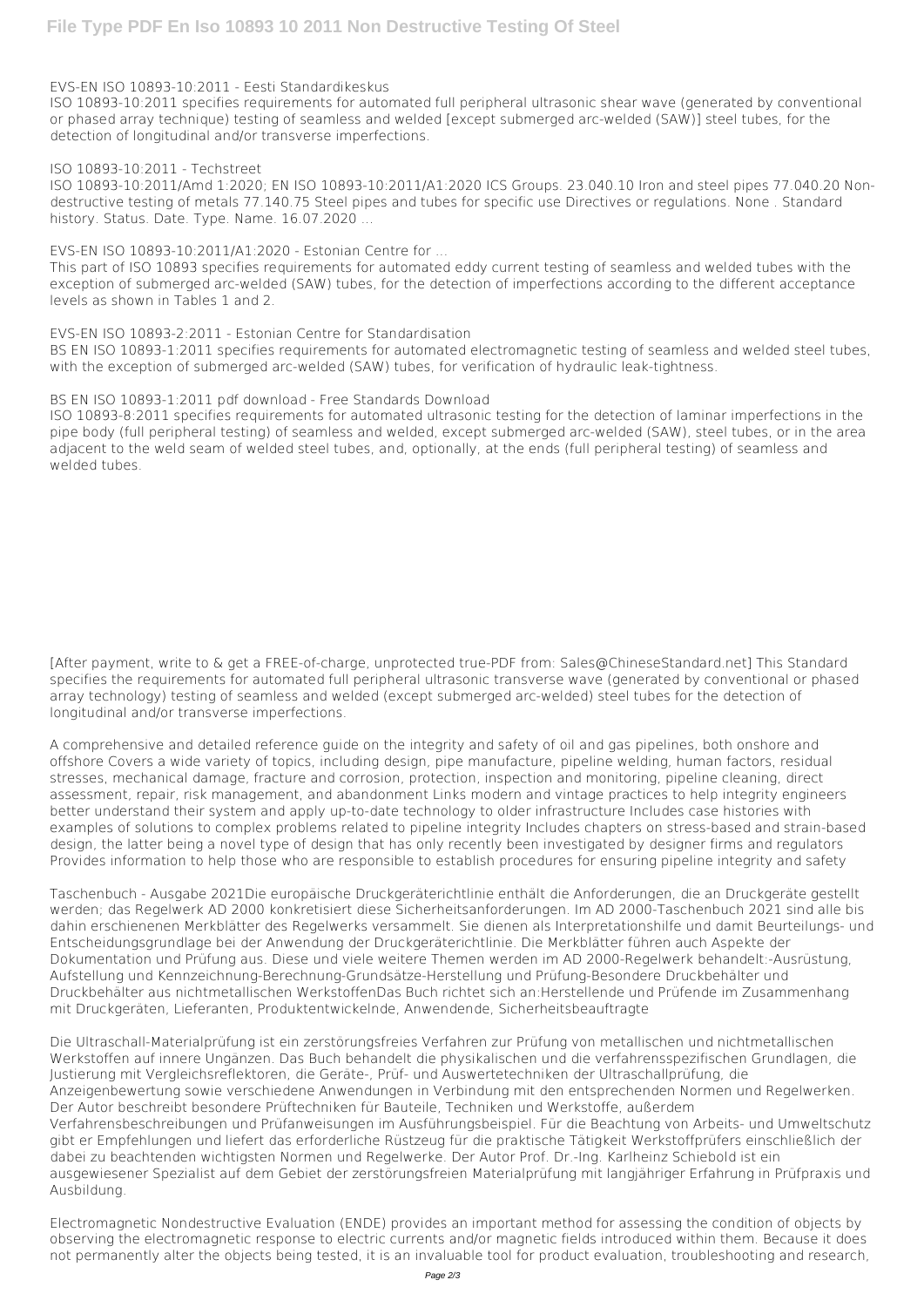EVS-EN ISO 10893-10:2011 - Eesti Standardikeskus

ISO 10893-10:2011 specifies requirements for automated full peripheral ultrasonic shear wave (generated by conventional or phased array technique) testing of seamless and welded [except submerged arc-welded (SAW)] steel tubes, for the detection of longitudinal and/or transverse imperfections.

ISO 10893-10:2011 - Techstreet

ISO 10893-10:2011/Amd 1:2020; EN ISO 10893-10:2011/A1:2020 ICS Groups. 23.040.10 Iron and steel pipes 77.040.20 Non-destructive testing of metals 77.140.75 Steel pipes and tubes for specific use Directives or regulations. None . Standard history. Status. Date. Type. Name. 16.07.2020 ...

EVS-EN ISO 10893-10:2011/A1:2020 - Estonian Centre for ...

This part of ISO 10893 specifies requirements for automated eddy current testing of seamless and welded tubes with the exception of submerged arc-welded (SAW) tubes, for the detection of imperfections according to the different acceptance levels as shown in Tables 1 and 2.

EVS-EN ISO 10893-2:2011 - Estonian Centre for Standardisation

BS EN ISO 10893-1:2011 specifies requirements for automated electromagnetic testing of seamless and welded steel tubes, with the exception of submerged arc-welded (SAW) tubes, for verification of hydraulic leak-tightness.

BS EN ISO 10893-1:2011 pdf download - Free Standards Download

ISO 10893-8:2011 specifies requirements for automated ultrasonic testing for the detection of laminar imperfections in the pipe body (full peripheral testing) of seamless and welded, except submerged arc-welded (SAW), steel tubes, or in the area adjacent to the weld seam of welded steel tubes, and, optionally, at the ends (full peripheral testing) of seamless and welded tubes.

[After payment, write to & get a FREE-of-charge, unprotected true-PDF from: Sales@ChineseStandard.net] This Standard specifies the requirements for automated full peripheral ultrasonic transverse wave (generated by conventional or phased array technology) testing of seamless and welded (except submerged arc-welded) steel tubes for the detection of longitudinal and/or transverse imperfections.

A comprehensive and detailed reference guide on the integrity and safety of oil and gas pipelines, both onshore and offshore Covers a wide variety of topics, including design, pipe manufacture, pipeline welding, human factors, residual stresses, mechanical damage, fracture and corrosion, protection, inspection and monitoring, pipeline cleaning, direct assessment, repair, risk management, and abandonment Links modern and vintage practices to help integrity engineers better understand their system and apply up-to-date technology to older infrastructure Includes case histories with examples of solutions to complex problems related to pipeline integrity Includes chapters on stress-based and strain-based design, the latter being a novel type of design that has only recently been investigated by designer firms and regulators Provides information to help those who are responsible to establish procedures for ensuring pipeline integrity and safety

Taschenbuch - Ausgabe 2021Die europäische Druckgeräterichtlinie enthält die Anforderungen, die an Druckgeräte gestellt werden; das Regelwerk AD 2000 konkretisiert diese Sicherheitsanforderungen. Im AD 2000-Taschenbuch 2021 sind alle bis dahin erschienenen Merkblätter des Regelwerks versammelt. Sie dienen als Interpretationshilfe und damit Beurteilungs- und Entscheidungsgrundlage bei der Anwendung der Druckgeräterichtlinie. Die Merkblätter führen auch Aspekte der Dokumentation und Prüfung aus. Diese und viele weitere Themen werden im AD 2000-Regelwerk behandelt:-Ausrüstung, Aufstellung und Kennzeichnung-Berechnung-Grundsätze-Herstellung und Prüfung-Besondere Druckbehälter und Druckbehälter aus nichtmetallischen WerkstoffenDas Buch richtet sich an:Herstellende und Prüfende im Zusammenhang mit Druckgeräten, Lieferanten, Produktentwickelnde, Anwendende, Sicherheitsbeauftragte

Die Ultraschall-Materialprüfung ist ein zerstörungsfreies Verfahren zur Prüfung von metallischen und nichtmetallischen Werkstoffen auf innere Ungänzen. Das Buch behandelt die physikalischen und die verfahrensspezifischen Grundlagen, die Justierung mit Vergleichsreflektoren, die Geräte-, Prüf- und Auswertetechniken der Ultraschallprüfung, die Anzeigenbewertung sowie verschiedene Anwendungen in Verbindung mit den entsprechenden Normen und Regelwerken. Der Autor beschreibt besondere Prüftechniken für Bauteile, Techniken und Werkstoffe, außerdem Verfahrensbeschreibungen und Prüfanweisungen im Ausführungsbeispiel. Für die Beachtung von Arbeits- und Umweltschutz gibt er Empfehlungen und liefert das erforderliche Rüstzeug für die praktische Tätigkeit Werkstoffprüfers einschließlich der dabei zu beachtenden wichtigsten Normen und Regelwerke. Der Autor Prof. Dr.-Ing. Karlheinz Schiebold ist ein ausgewiesener Spezialist auf dem Gebiet der zerstörungsfreien Materialprüfung mit langjähriger Erfahrung in Prüfpraxis und Ausbildung.

Electromagnetic Nondestructive Evaluation (ENDE) provides an important method for assessing the condition of objects by observing the electromagnetic response to electric currents and/or magnetic fields introduced within them. Because it does not permanently alter the objects being tested, it is an invaluable tool for product evaluation, troubleshooting and research,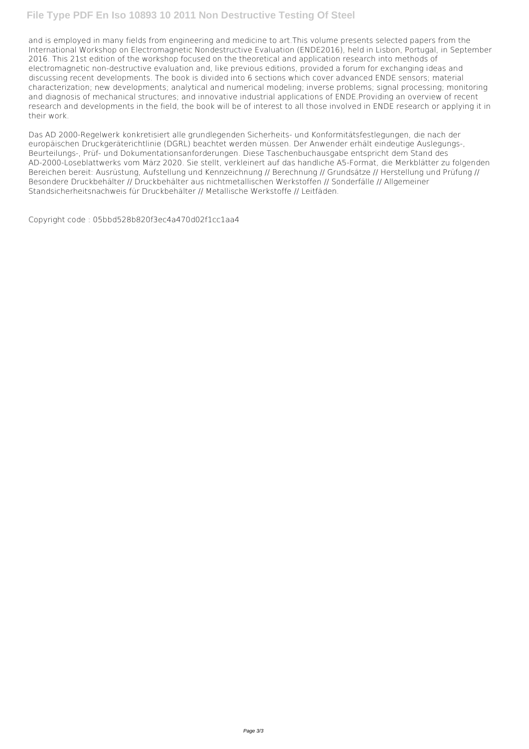and is employed in many fields from engineering and medicine to art.This volume presents selected papers from the International Workshop on Electromagnetic Nondestructive Evaluation (ENDE2016), held in Lisbon, Portugal, in September 2016. This 21st edition of the workshop focused on the theoretical and application research into methods of electromagnetic non-destructive evaluation and, like previous editions, provided a forum for exchanging ideas and discussing recent developments. The book is divided into 6 sections which cover advanced ENDE sensors; material characterization; new developments; analytical and numerical modeling; inverse problems; signal processing; monitoring and diagnosis of mechanical structures; and innovative industrial applications of ENDE.Providing an overview of recent research and developments in the field, the book will be of interest to all those involved in ENDE research or applying it in their work.

Das AD 2000-Regelwerk konkretisiert alle grundlegenden Sicherheits- und Konformitätsfestlegungen, die nach der europäischen Druckgeräterichtlinie (DGRL) beachtet werden müssen. Der Anwender erhält eindeutige Auslegungs-, Beurteilungs-, Prüf- und Dokumentationsanforderungen. Diese Taschenbuchausgabe entspricht dem Stand des AD-2000-Loseblattwerks vom März 2020. Sie stellt, verkleinert auf das handliche A5-Format, die Merkblätter zu folgenden Bereichen bereit: Ausrüstung, Aufstellung und Kennzeichnung // Berechnung // Grundsätze // Herstellung und Prüfung // Besondere Druckbehälter // Druckbehälter aus nichtmetallischen Werkstoffen // Sonderfälle // Allgemeiner Standsicherheitsnachweis für Druckbehälter // Metallische Werkstoffe // Leitfäden.

Copyright code : 05bbd528b820f3ec4a470d02f1cc1aa4